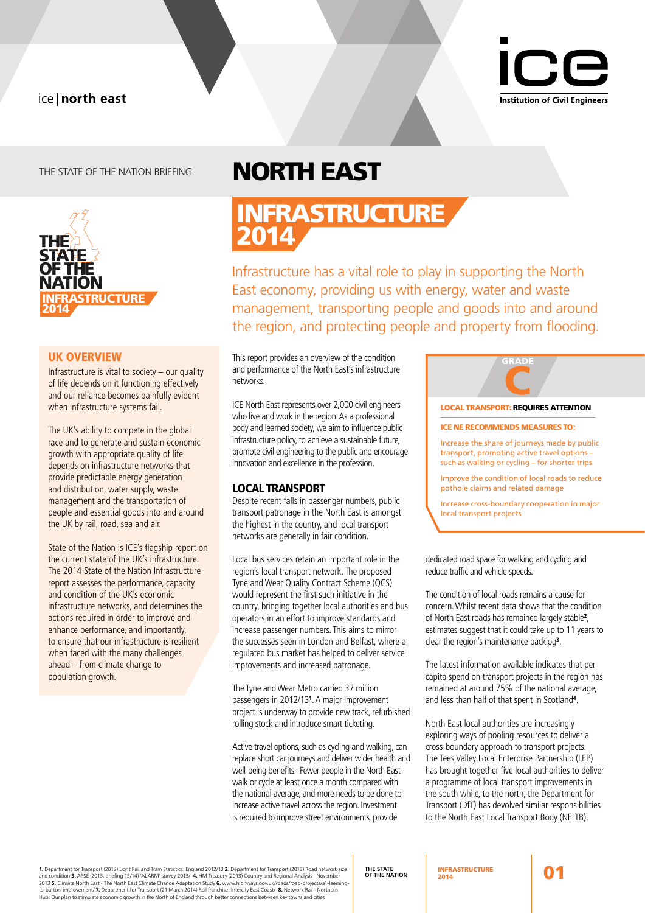ice | north east

ice
Institution of Civil Engineers

THE STATE OF THE NATION BRIEFING

# NORTH EAST INFRASTRUCTURE 2014

THE STATE OF THE NATION INFRASTRUCTURE 2014

Infrastructure has a vital role to play in supporting the North East economy, providing us with energy, water and waste management, transporting people and goods into and around the region, and protecting people and property from flooding.

## UK OVERVIEW

Infrastructure is vital to society – our quality of life depends on it functioning effectively and our reliance becomes painfully evident when infrastructure systems fail.

The UK's ability to compete in the global race and to generate and sustain economic growth with appropriate quality of life depends on infrastructure networks that provide predictable energy generation and distribution, water supply, waste management and the transportation of people and essential goods into and around the UK by rail, road, sea and air.

State of the Nation is ICE's flagship report on the current state of the UK's infrastructure. The 2014 State of the Nation Infrastructure report assesses the performance, capacity and condition of the UK's economic infrastructure networks, and determines the actions required in order to improve and enhance performance, and importantly, to ensure that our infrastructure is resilient when faced with the many challenges ahead – from climate change to population growth.

This report provides an overview of the condition and performance of the North East's infrastructure networks.

ICE North East represents over 2,000 civil engineers who live and work in the region. As a professional body and learned society, we aim to influence public infrastructure policy, to achieve a sustainable future, promote civil engineering to the public and encourage innovation and excellence in the profession.

## LOCAL TRANSPORT

Despite recent falls in passenger numbers, public transport patronage in the North East is amongst the highest in the country, and local transport networks are generally in fair condition.

Local bus services retain an important role in the region's local transport network. The proposed Tyne and Wear Quality Contract Scheme (QCS) would represent the first such initiative in the country, bringing together local authorities and bus operators in an effort to improve standards and increase passenger numbers. This aims to mirror the successes seen in London and Belfast, where a regulated bus market has helped to deliver service improvements and increased patronage.

The Tyne and Wear Metro carried 37 million passengers in 2012/13[1]. A major improvement project is underway to provide new track, refurbished rolling stock and introduce smart ticketing.

Active travel options, such as cycling and walking, can replace short car journeys and deliver wider health and well-being benefits. Fewer people in the North East walk or cycle at least once a month compared with the national average, and more needs to be done to increase active travel across the region. Investment is required to improve street environments, provide dedicated road space for walking and cycling and reduce traffic and vehicle speeds.

The condition of local roads remains a cause for concern. Whilst recent data shows that the condition of North East roads has remained largely stable[2], estimates suggest that it could take up to 11 years to clear the region's maintenance backlog[3].

The latest information available indicates that per capita spend on transport projects in the region has remained at around 75% of the national average, and less than half of that spent in Scotland[4].

North East local authorities are increasingly exploring ways of pooling resources to deliver a cross-boundary approach to transport projects. The Tees Valley Local Enterprise Partnership (LEP) has brought together five local authorities to deliver a programme of local transport improvements in the south while, to the north, the Department for Transport (DfT) has devolved similar responsibilities to the North East Local Transport Body (NELTB).

> **GRADE C**
>
> **LOCAL TRANSPORT: REQUIRES ATTENTION**
>
> **ICE NE RECOMMENDS MEASURES TO:**
>
> Increase the share of journeys made by public transport, promoting active travel options – such as walking or cycling – for shorter trips
>
> Improve the condition of local roads to reduce pothole claims and related damage
>
> Increase cross-boundary cooperation in major local transport projects

**1.** Department for Transport (2013) Light Rail and Tram Statistics: England 2012/13 **2.** Department for Transport (2013) Road network size and condition **3.** APSE (2013, briefing 13/14) 'ALARM' survey 2013/ **4.** HM Treasury (2013) Country and Regional Analysis - November 2013 **5.** Climate North East - The North East Climate Change Adaptation Study **6.** www.highways.gov.uk/roads/road-projects/a1-leeming-to-barton-improvement/ **7.** Department for Transport (21 March 2014) Rail franchise: Intercity East Coast/ **8.** Network Rail - Northern Hub: Our plan to stimulate economic growth in the North of England through better connections between key towns and cities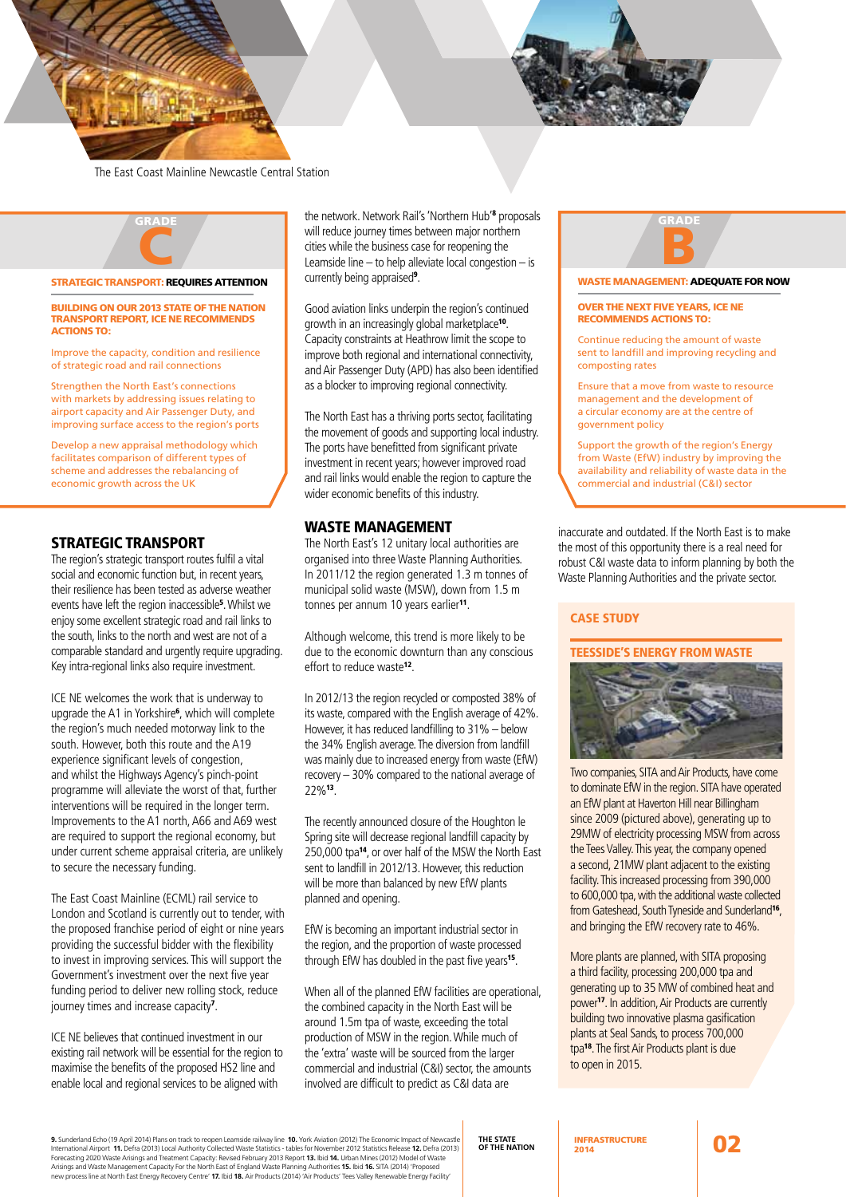The East Coast Mainline Newcastle Central Station

GRADE

# C

**STRATEGIC TRANSPORT: REQUIRES ATTENTION**

**BUILDING ON OUR 2013 STATE OF THE NATION TRANSPORT REPORT, ICE NE RECOMMENDS ACTIONS TO:**

Improve the capacity, condition and resilience of strategic road and rail connections

Strengthen the North East's connections with markets by addressing issues relating to airport capacity and Air Passenger Duty, and improving surface access to the region's ports

Develop a new appraisal methodology which facilitates comparison of different types of scheme and addresses the rebalancing of economic growth across the UK

## STRATEGIC TRANSPORT

The region's strategic transport routes fulfil a vital social and economic function but, in recent years, their resilience has been tested as adverse weather events have left the region inaccessible[5]. Whilst we enjoy some excellent strategic road and rail links to the south, links to the north and west are not of a comparable standard and urgently require upgrading. Key intra-regional links also require investment.

ICE NE welcomes the work that is underway to upgrade the A1 in Yorkshire[6], which will complete the region's much needed motorway link to the south. However, both this route and the A19 experience significant levels of congestion, and whilst the Highways Agency's pinch-point programme will alleviate the worst of that, further interventions will be required in the longer term. Improvements to the A1 north, A66 and A69 west are required to support the regional economy, but under current scheme appraisal criteria, are unlikely to secure the necessary funding.

The East Coast Mainline (ECML) rail service to London and Scotland is currently out to tender, with the proposed franchise period of eight or nine years providing the successful bidder with the flexibility to invest in improving services. This will support the Government's investment over the next five year funding period to deliver new rolling stock, reduce journey times and increase capacity[7].

ICE NE believes that continued investment in our existing rail network will be essential for the region to maximise the benefits of the proposed HS2 line and enable local and regional services to be aligned with the network. Network Rail's 'Northern Hub'[8] proposals will reduce journey times between major northern cities while the business case for reopening the Leamside line – to help alleviate local congestion – is currently being appraised[9].

Good aviation links underpin the region's continued growth in an increasingly global marketplace[10]. Capacity constraints at Heathrow limit the scope to improve both regional and international connectivity, and Air Passenger Duty (APD) has also been identified as a blocker to improving regional connectivity.

The North East has a thriving ports sector, facilitating the movement of goods and supporting local industry. The ports have benefitted from significant private investment in recent years; however improved road and rail links would enable the region to capture the wider economic benefits of this industry.

## WASTE MANAGEMENT

The North East's 12 unitary local authorities are organised into three Waste Planning Authorities. In 2011/12 the region generated 1.3 m tonnes of municipal solid waste (MSW), down from 1.5 m tonnes per annum 10 years earlier[11].

Although welcome, this trend is more likely to be due to the economic downturn than any conscious effort to reduce waste[12].

In 2012/13 the region recycled or composted 38% of its waste, compared with the English average of 42%. However, it has reduced landfilling to 31% – below the 34% English average. The diversion from landfill was mainly due to increased energy from waste (EfW) recovery – 30% compared to the national average of 22%[13].

The recently announced closure of the Houghton le Spring site will decrease regional landfill capacity by 250,000 tpa[14], or over half of the MSW the North East sent to landfill in 2012/13. However, this reduction will be more than balanced by new EfW plants planned and opening.

EfW is becoming an important industrial sector in the region, and the proportion of waste processed through EfW has doubled in the past five years[15].

When all of the planned EfW facilities are operational, the combined capacity in the North East will be around 1.5m tpa of waste, exceeding the total production of MSW in the region. While much of the 'extra' waste will be sourced from the larger commercial and industrial (C&I) sector, the amounts involved are difficult to predict as C&I data are inaccurate and outdated. If the North East is to make the most of this opportunity there is a real need for robust C&I waste data to inform planning by both the Waste Planning Authorities and the private sector.

GRADE

# B

**WASTE MANAGEMENT: ADEQUATE FOR NOW**

**OVER THE NEXT FIVE YEARS, ICE NE RECOMMENDS ACTIONS TO:**

Continue reducing the amount of waste sent to landfill and improving recycling and composting rates

Ensure that a move from waste to resource management and the development of a circular economy are at the centre of government policy

Support the growth of the region's Energy from Waste (EfW) industry by improving the availability and reliability of waste data in the commercial and industrial (C&I) sector

### CASE STUDY

### TEESSIDE'S ENERGY FROM WASTE

Two companies, SITA and Air Products, have come to dominate EfW in the region. SITA have operated an EfW plant at Haverton Hill near Billingham since 2009 (pictured above), generating up to 29MW of electricity processing MSW from across the Tees Valley. This year, the company opened a second, 21MW plant adjacent to the existing facility. This increased processing from 390,000 to 600,000 tpa, with the additional waste collected from Gateshead, South Tyneside and Sunderland[16], and bringing the EfW recovery rate to 46%.

More plants are planned, with SITA proposing a third facility, processing 200,000 tpa and generating up to 35 MW of combined heat and power[17]. In addition, Air Products are currently building two innovative plasma gasification plants at Seal Sands, to process 700,000 tpa[18]. The first Air Products plant is due to open in 2015.

**9.** Sunderland Echo (19 April 2014) Plans on track to reopen Leamside railway line **10.** York Aviation (2012) The Economic Impact of Newcastle International Airport **11.** Defra (2013) Local Authority Collected Waste Statistics - tables for November 2012 Statistics Release **12.** Defra (2013) Forecasting 2020 Waste Arisings and Treatment Capacity: Revised February 2013 Report **13.** Ibid **14.** Urban Mines (2012) Model of Waste Arisings and Waste Management Capacity For the North East of England Waste Planning Authorities **15.** Ibid **16.** SITA (2014) 'Proposed new process line at North East Energy Recovery Centre' **17.** Ibid **18.** Air Products (2014) 'Air Products' Tees Valley Renewable Energy Facility'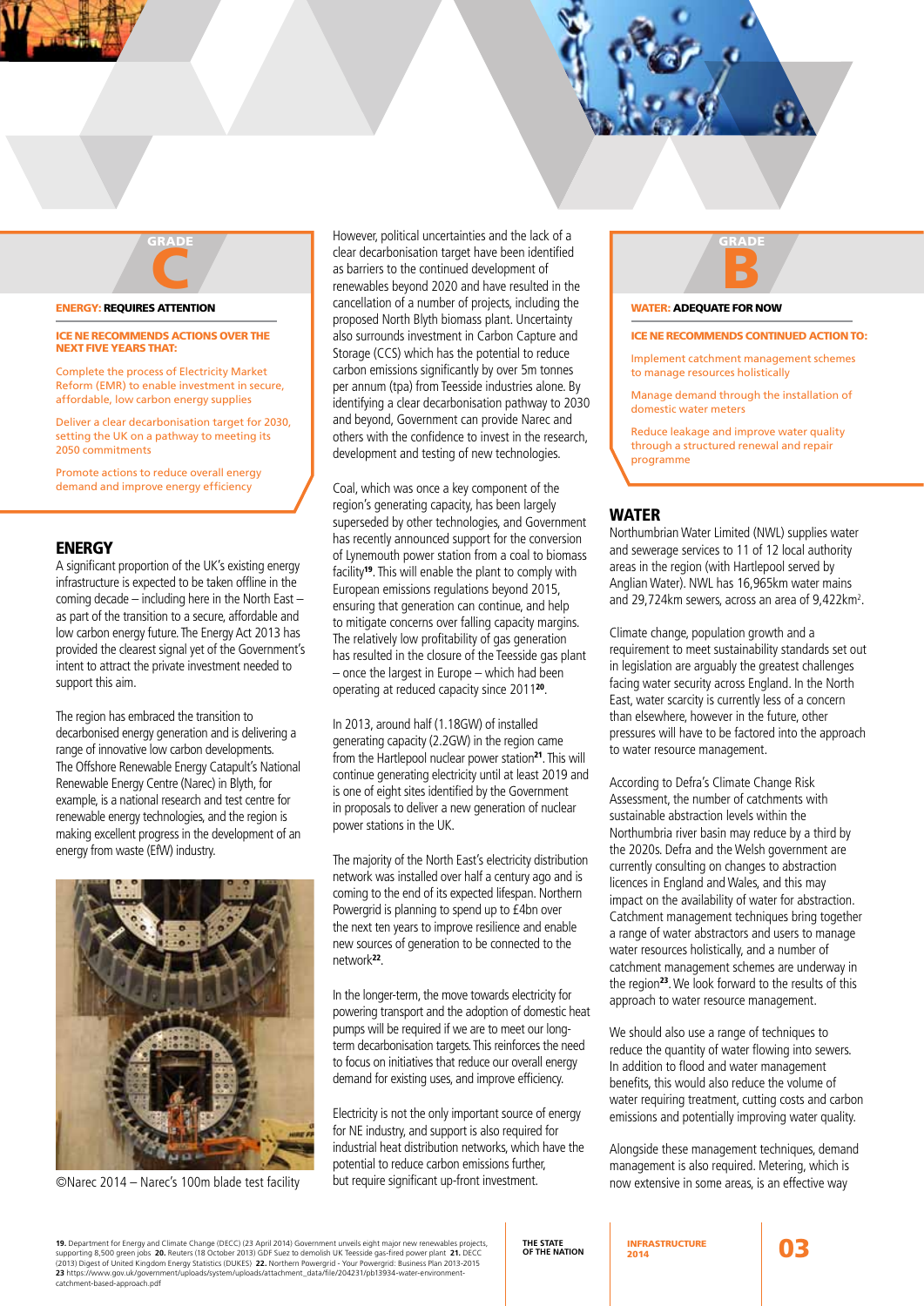GRADE

C

**ENERGY: REQUIRES ATTENTION**

**ICE NE RECOMMENDS ACTIONS OVER THE NEXT FIVE YEARS THAT:**

Complete the process of Electricity Market Reform (EMR) to enable investment in secure, affordable, low carbon energy supplies

Deliver a clear decarbonisation target for 2030, setting the UK on a pathway to meeting its 2050 commitments

Promote actions to reduce overall energy demand and improve energy efficiency

## ENERGY

A significant proportion of the UK's existing energy infrastructure is expected to be taken offline in the coming decade – including here in the North East – as part of the transition to a secure, affordable and low carbon energy future. The Energy Act 2013 has provided the clearest signal yet of the Government's intent to attract the private investment needed to support this aim.

The region has embraced the transition to decarbonised energy generation and is delivering a range of innovative low carbon developments. The Offshore Renewable Energy Catapult's National Renewable Energy Centre (Narec) in Blyth, for example, is a national research and test centre for renewable energy technologies, and the region is making excellent progress in the development of an energy from waste (EfW) industry.

©Narec 2014 – Narec's 100m blade test facility

However, political uncertainties and the lack of a clear decarbonisation target have been identified as barriers to the continued development of renewables beyond 2020 and have resulted in the cancellation of a number of projects, including the proposed North Blyth biomass plant. Uncertainty also surrounds investment in Carbon Capture and Storage (CCS) which has the potential to reduce carbon emissions significantly by over 5m tonnes per annum (tpa) from Teesside industries alone. By identifying a clear decarbonisation pathway to 2030 and beyond, Government can provide Narec and others with the confidence to invest in the research, development and testing of new technologies.

Coal, which was once a key component of the region's generating capacity, has been largely superseded by other technologies, and Government has recently announced support for the conversion of Lynemouth power station from a coal to biomass facility[19]. This will enable the plant to comply with European emissions regulations beyond 2015, ensuring that generation can continue, and help to mitigate concerns over falling capacity margins. The relatively low profitability of gas generation has resulted in the closure of the Teesside gas plant – once the largest in Europe – which had been operating at reduced capacity since 2011[20].

In 2013, around half (1.18GW) of installed generating capacity (2.2GW) in the region came from the Hartlepool nuclear power station[21]. This will continue generating electricity until at least 2019 and is one of eight sites identified by the Government in proposals to deliver a new generation of nuclear power stations in the UK.

The majority of the North East's electricity distribution network was installed over half a century ago and is coming to the end of its expected lifespan. Northern Powergrid is planning to spend up to £4bn over the next ten years to improve resilience and enable new sources of generation to be connected to the network[22].

In the longer-term, the move towards electricity for powering transport and the adoption of domestic heat pumps will be required if we are to meet our long-term decarbonisation targets. This reinforces the need to focus on initiatives that reduce our overall energy demand for existing uses, and improve efficiency.

Electricity is not the only important source of energy for NE industry, and support is also required for industrial heat distribution networks, which have the potential to reduce carbon emissions further, but require significant up-front investment.

GRADE

B

**WATER: ADEQUATE FOR NOW**

**ICE NE RECOMMENDS CONTINUED ACTION TO:**

Implement catchment management schemes to manage resources holistically

Manage demand through the installation of domestic water meters

Reduce leakage and improve water quality through a structured renewal and repair programme

## WATER

Northumbrian Water Limited (NWL) supplies water and sewerage services to 11 of 12 local authority areas in the region (with Hartlepool served by Anglian Water). NWL has 16,965km water mains and 29,724km sewers, across an area of 9,422km$^2$.

Climate change, population growth and a requirement to meet sustainability standards set out in legislation are arguably the greatest challenges facing water security across England. In the North East, water scarcity is currently less of a concern than elsewhere, however in the future, other pressures will have to be factored into the approach to water resource management.

According to Defra's Climate Change Risk Assessment, the number of catchments with sustainable abstraction levels within the Northumbria river basin may reduce by a third by the 2020s. Defra and the Welsh government are currently consulting on changes to abstraction licences in England and Wales, and this may impact on the availability of water for abstraction. Catchment management techniques bring together a range of water abstractors and users to manage water resources holistically, and a number of catchment management schemes are underway in the region[23]. We look forward to the results of this approach to water resource management.

We should also use a range of techniques to reduce the quantity of water flowing into sewers. In addition to flood and water management benefits, this would also reduce the volume of water requiring treatment, cutting costs and carbon emissions and potentially improving water quality.

Alongside these management techniques, demand management is also required. Metering, which is now extensive in some areas, is an effective way

**19.** Department for Energy and Climate Change (DECC) (23 April 2014) Government unveils eight major new renewables projects, supporting 8,500 green jobs **20.** Reuters (18 October 2013) GDF Suez to demolish UK Teesside gas-fired power plant **21.** DECC (2013) Digest of United Kingdom Energy Statistics (DUKES) **22.** Northern Powergrid - Your Powergrid: Business Plan 2013-2015 **23** https://www.gov.uk/government/uploads/system/uploads/attachment_data/file/204231/pb13934-water-environment-catchment-based-approach.pdf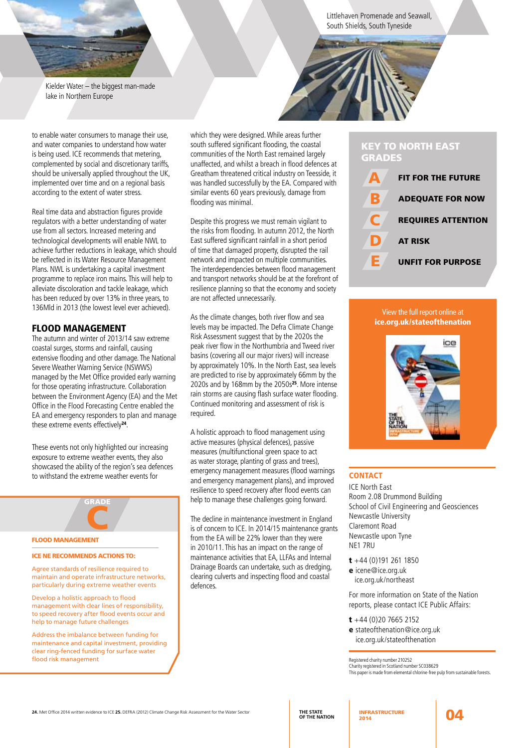Kielder Water – the biggest man-made lake in Northern Europe

Littlehaven Promenade and Seawall, South Shields, South Tyneside

to enable water consumers to manage their use, and water companies to understand how water is being used. ICE recommends that metering, complemented by social and discretionary tariffs, should be universally applied throughout the UK, implemented over time and on a regional basis according to the extent of water stress.

Real time data and abstraction figures provide regulators with a better understanding of water use from all sectors. Increased metering and technological developments will enable NWL to achieve further reductions in leakage, which should be reflected in its Water Resource Management Plans. NWL is undertaking a capital investment programme to replace iron mains. This will help to alleviate discoloration and tackle leakage, which has been reduced by over 13% in three years, to 136Mld in 2013 (the lowest level ever achieved).

## FLOOD MANAGEMENT

The autumn and winter of 2013/14 saw extreme coastal surges, storms and rainfall, causing extensive flooding and other damage. The National Severe Weather Warning Service (NSWWS) managed by the Met Office provided early warning for those operating infrastructure. Collaboration between the Environment Agency (EA) and the Met Office in the Flood Forecasting Centre enabled the EA and emergency responders to plan and manage these extreme events effectively[24].

These events not only highlighted our increasing exposure to extreme weather events, they also showcased the ability of the region's sea defences to withstand the extreme weather events for which they were designed. While areas further south suffered significant flooding, the coastal communities of the North East remained largely unaffected, and whilst a breach in flood defences at Greatham threatened critical industry on Teesside, it was handled successfully by the EA. Compared with similar events 60 years previously, damage from flooding was minimal.

Despite this progress we must remain vigilant to the risks from flooding. In autumn 2012, the North East suffered significant rainfall in a short period of time that damaged property, disrupted the rail network and impacted on multiple communities. The interdependencies between flood management and transport networks should be at the forefront of resilience planning so that the economy and society are not affected unnecessarily.

As the climate changes, both river flow and sea levels may be impacted. The Defra Climate Change Risk Assessment suggest that by the 2020s the peak river flow in the Northumbria and Tweed river basins (covering all our major rivers) will increase by approximately 10%. In the North East, sea levels are predicted to rise by approximately 66mm by the 2020s and by 168mm by the 2050s[25]. More intense rain storms are causing flash surface water flooding. Continued monitoring and assessment of risk is required.

A holistic approach to flood management using active measures (physical defences), passive measures (multifunctional green space to act as water storage, planting of grass and trees), emergency management measures (flood warnings and emergency management plans), and improved resilience to speed recovery after flood events can help to manage these challenges going forward.

The decline in maintenance investment in England is of concern to ICE. In 2014/15 maintenance grants from the EA will be 22% lower than they were in 2010/11. This has an impact on the range of maintenance activities that EA, LLFAs and Internal Drainage Boards can undertake, such as dredging, clearing culverts and inspecting flood and coastal defences.

**GRADE C**

**FLOOD MANAGEMENT**

**ICE NE RECOMMENDS ACTIONS TO:**

- Agree standards of resilience required to maintain and operate infrastructure networks, particularly during extreme weather events
- Develop a holistic approach to flood management with clear lines of responsibility, to speed recovery after flood events occur and help to manage future challenges
- Address the imbalance between funding for maintenance and capital investment, providing clear ring-fenced funding for surface water flood risk management

## KEY TO NORTH EAST GRADES

- **A** FIT FOR THE FUTURE
- **B** ADEQUATE FOR NOW
- **C** REQUIRES ATTENTION
- **D** AT RISK
- **E** UNFIT FOR PURPOSE

View the full report online at **ice.org.uk/stateofthenation**

## CONTACT

ICE North East
Room 2.08 Drummond Building
School of Civil Engineering and Geosciences
Newcastle University
Claremont Road
Newcastle upon Tyne
NE1 7RU

**t** +44 (0)191 261 1850
**e** icene@ice.org.uk
ice.org.uk/northeast

For more information on State of the Nation reports, please contact ICE Public Affairs:

**t** +44 (0)20 7665 2152
**e** stateofthenation@ice.org.uk
ice.org.uk/stateofthenation

Registered charity number 210252
Charity registered in Scotland number SC038629
This paper is made from elemental chlorine-free pulp from sustainable forests.

24. Met Office 2014 written evidence to ICE 25. DEFRA (2012) Climate Change Risk Assessment for the Water Sector